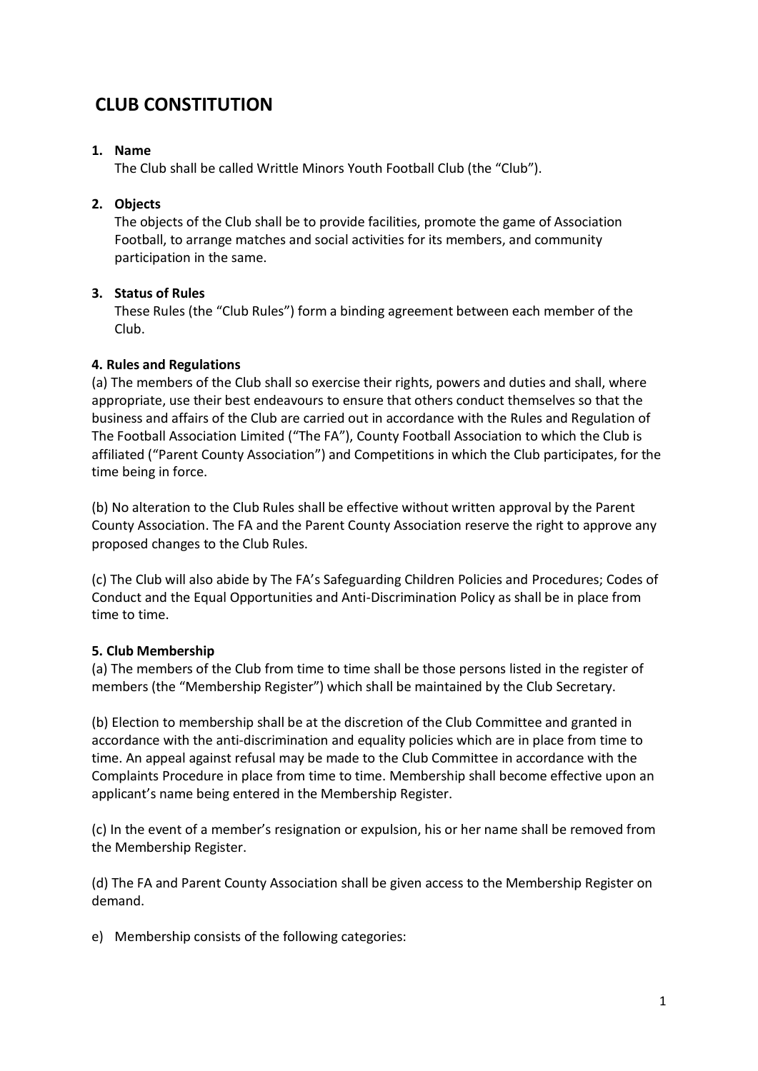# CLUB CONSTITUTION

1. **Name**
   The Club shall be called Writtle Minors Youth Football Club (the "Club").

2. **Objects**
   The objects of the Club shall be to provide facilities, promote the game of Association Football, to arrange matches and social activities for its members, and community participation in the same.

3. **Status of Rules**
   These Rules (the "Club Rules") form a binding agreement between each member of the Club.

**4. Rules and Regulations**

(a) The members of the Club shall so exercise their rights, powers and duties and shall, where appropriate, use their best endeavours to ensure that others conduct themselves so that the business and affairs of the Club are carried out in accordance with the Rules and Regulation of The Football Association Limited ("The FA"), County Football Association to which the Club is affiliated ("Parent County Association") and Competitions in which the Club participates, for the time being in force.

(b) No alteration to the Club Rules shall be effective without written approval by the Parent County Association. The FA and the Parent County Association reserve the right to approve any proposed changes to the Club Rules.

(c) The Club will also abide by The FA's Safeguarding Children Policies and Procedures; Codes of Conduct and the Equal Opportunities and Anti-Discrimination Policy as shall be in place from time to time.

**5. Club Membership**

(a) The members of the Club from time to time shall be those persons listed in the register of members (the "Membership Register") which shall be maintained by the Club Secretary.

(b) Election to membership shall be at the discretion of the Club Committee and granted in accordance with the anti-discrimination and equality policies which are in place from time to time. An appeal against refusal may be made to the Club Committee in accordance with the Complaints Procedure in place from time to time. Membership shall become effective upon an applicant's name being entered in the Membership Register.

(c) In the event of a member's resignation or expulsion, his or her name shall be removed from the Membership Register.

(d) The FA and Parent County Association shall be given access to the Membership Register on demand.

e) Membership consists of the following categories: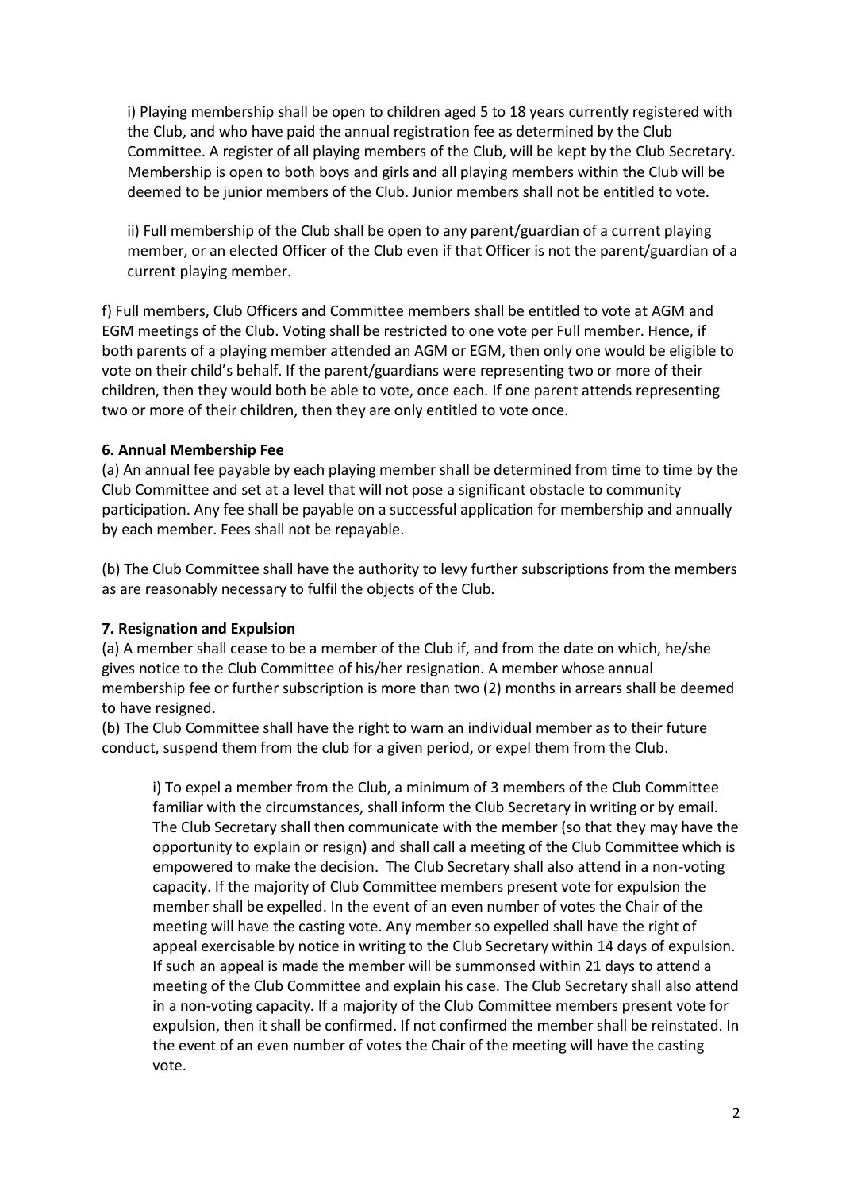i) Playing membership shall be open to children aged 5 to 18 years currently registered with the Club, and who have paid the annual registration fee as determined by the Club Committee. A register of all playing members of the Club, will be kept by the Club Secretary. Membership is open to both boys and girls and all playing members within the Club will be deemed to be junior members of the Club. Junior members shall not be entitled to vote.

ii) Full membership of the Club shall be open to any parent/guardian of a current playing member, or an elected Officer of the Club even if that Officer is not the parent/guardian of a current playing member.

f) Full members, Club Officers and Committee members shall be entitled to vote at AGM and EGM meetings of the Club. Voting shall be restricted to one vote per Full member. Hence, if both parents of a playing member attended an AGM or EGM, then only one would be eligible to vote on their child's behalf. If the parent/guardians were representing two or more of their children, then they would both be able to vote, once each. If one parent attends representing two or more of their children, then they are only entitled to vote once.

**6. Annual Membership Fee**

(a) An annual fee payable by each playing member shall be determined from time to time by the Club Committee and set at a level that will not pose a significant obstacle to community participation. Any fee shall be payable on a successful application for membership and annually by each member. Fees shall not be repayable.

(b) The Club Committee shall have the authority to levy further subscriptions from the members as are reasonably necessary to fulfil the objects of the Club.

**7. Resignation and Expulsion**

(a) A member shall cease to be a member of the Club if, and from the date on which, he/she gives notice to the Club Committee of his/her resignation. A member whose annual membership fee or further subscription is more than two (2) months in arrears shall be deemed to have resigned.

(b) The Club Committee shall have the right to warn an individual member as to their future conduct, suspend them from the club for a given period, or expel them from the Club.

i) To expel a member from the Club, a minimum of 3 members of the Club Committee familiar with the circumstances, shall inform the Club Secretary in writing or by email. The Club Secretary shall then communicate with the member (so that they may have the opportunity to explain or resign) and shall call a meeting of the Club Committee which is empowered to make the decision. The Club Secretary shall also attend in a non-voting capacity. If the majority of Club Committee members present vote for expulsion the member shall be expelled. In the event of an even number of votes the Chair of the meeting will have the casting vote. Any member so expelled shall have the right of appeal exercisable by notice in writing to the Club Secretary within 14 days of expulsion. If such an appeal is made the member will be summonsed within 21 days to attend a meeting of the Club Committee and explain his case. The Club Secretary shall also attend in a non-voting capacity. If a majority of the Club Committee members present vote for expulsion, then it shall be confirmed. If not confirmed the member shall be reinstated. In the event of an even number of votes the Chair of the meeting will have the casting vote.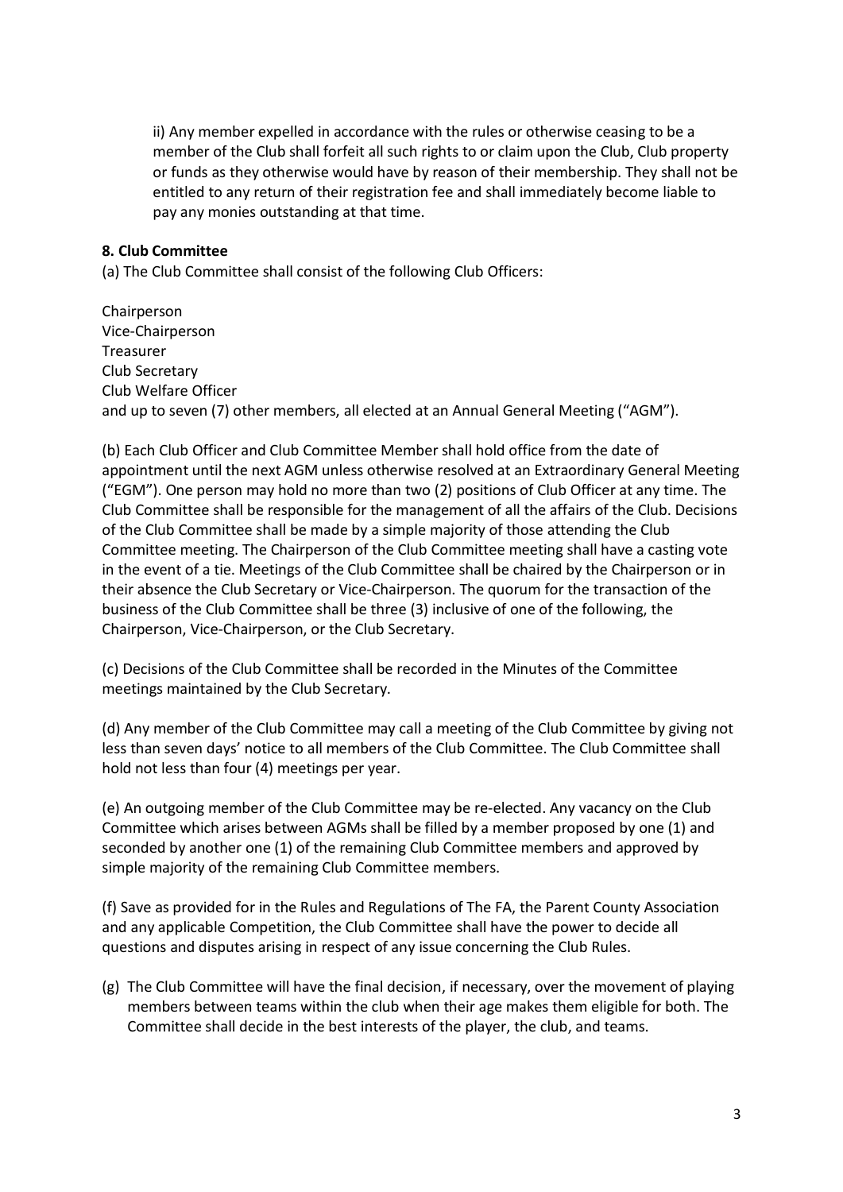ii) Any member expelled in accordance with the rules or otherwise ceasing to be a member of the Club shall forfeit all such rights to or claim upon the Club, Club property or funds as they otherwise would have by reason of their membership. They shall not be entitled to any return of their registration fee and shall immediately become liable to pay any monies outstanding at that time.

**8. Club Committee**

(a) The Club Committee shall consist of the following Club Officers:

Chairperson
Vice-Chairperson
Treasurer
Club Secretary
Club Welfare Officer
and up to seven (7) other members, all elected at an Annual General Meeting ("AGM").

(b) Each Club Officer and Club Committee Member shall hold office from the date of appointment until the next AGM unless otherwise resolved at an Extraordinary General Meeting ("EGM"). One person may hold no more than two (2) positions of Club Officer at any time. The Club Committee shall be responsible for the management of all the affairs of the Club. Decisions of the Club Committee shall be made by a simple majority of those attending the Club Committee meeting. The Chairperson of the Club Committee meeting shall have a casting vote in the event of a tie. Meetings of the Club Committee shall be chaired by the Chairperson or in their absence the Club Secretary or Vice-Chairperson. The quorum for the transaction of the business of the Club Committee shall be three (3) inclusive of one of the following, the Chairperson, Vice-Chairperson, or the Club Secretary.

(c) Decisions of the Club Committee shall be recorded in the Minutes of the Committee meetings maintained by the Club Secretary.

(d) Any member of the Club Committee may call a meeting of the Club Committee by giving not less than seven days' notice to all members of the Club Committee. The Club Committee shall hold not less than four (4) meetings per year.

(e) An outgoing member of the Club Committee may be re-elected. Any vacancy on the Club Committee which arises between AGMs shall be filled by a member proposed by one (1) and seconded by another one (1) of the remaining Club Committee members and approved by simple majority of the remaining Club Committee members.

(f) Save as provided for in the Rules and Regulations of The FA, the Parent County Association and any applicable Competition, the Club Committee shall have the power to decide all questions and disputes arising in respect of any issue concerning the Club Rules.

(g) The Club Committee will have the final decision, if necessary, over the movement of playing members between teams within the club when their age makes them eligible for both. The Committee shall decide in the best interests of the player, the club, and teams.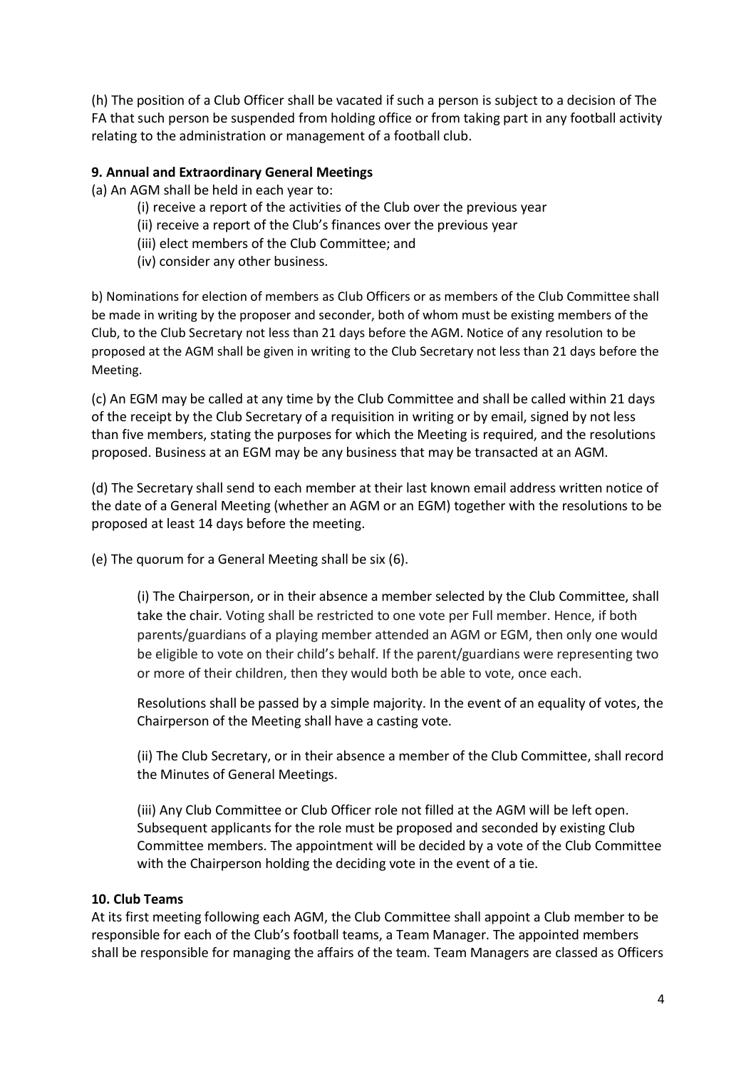(h) The position of a Club Officer shall be vacated if such a person is subject to a decision of The FA that such person be suspended from holding office or from taking part in any football activity relating to the administration or management of a football club.

**9. Annual and Extraordinary General Meetings**

(a) An AGM shall be held in each year to:

- (i) receive a report of the activities of the Club over the previous year
- (ii) receive a report of the Club's finances over the previous year
- (iii) elect members of the Club Committee; and
- (iv) consider any other business.

b) Nominations for election of members as Club Officers or as members of the Club Committee shall be made in writing by the proposer and seconder, both of whom must be existing members of the Club, to the Club Secretary not less than 21 days before the AGM. Notice of any resolution to be proposed at the AGM shall be given in writing to the Club Secretary not less than 21 days before the Meeting.

(c) An EGM may be called at any time by the Club Committee and shall be called within 21 days of the receipt by the Club Secretary of a requisition in writing or by email, signed by not less than five members, stating the purposes for which the Meeting is required, and the resolutions proposed. Business at an EGM may be any business that may be transacted at an AGM.

(d) The Secretary shall send to each member at their last known email address written notice of the date of a General Meeting (whether an AGM or an EGM) together with the resolutions to be proposed at least 14 days before the meeting.

(e) The quorum for a General Meeting shall be six (6).

(i) The Chairperson, or in their absence a member selected by the Club Committee, shall take the chair. Voting shall be restricted to one vote per Full member. Hence, if both parents/guardians of a playing member attended an AGM or EGM, then only one would be eligible to vote on their child's behalf. If the parent/guardians were representing two or more of their children, then they would both be able to vote, once each.

Resolutions shall be passed by a simple majority. In the event of an equality of votes, the Chairperson of the Meeting shall have a casting vote.

(ii) The Club Secretary, or in their absence a member of the Club Committee, shall record the Minutes of General Meetings.

(iii) Any Club Committee or Club Officer role not filled at the AGM will be left open. Subsequent applicants for the role must be proposed and seconded by existing Club Committee members. The appointment will be decided by a vote of the Club Committee with the Chairperson holding the deciding vote in the event of a tie.

**10. Club Teams**

At its first meeting following each AGM, the Club Committee shall appoint a Club member to be responsible for each of the Club's football teams, a Team Manager. The appointed members shall be responsible for managing the affairs of the team. Team Managers are classed as Officers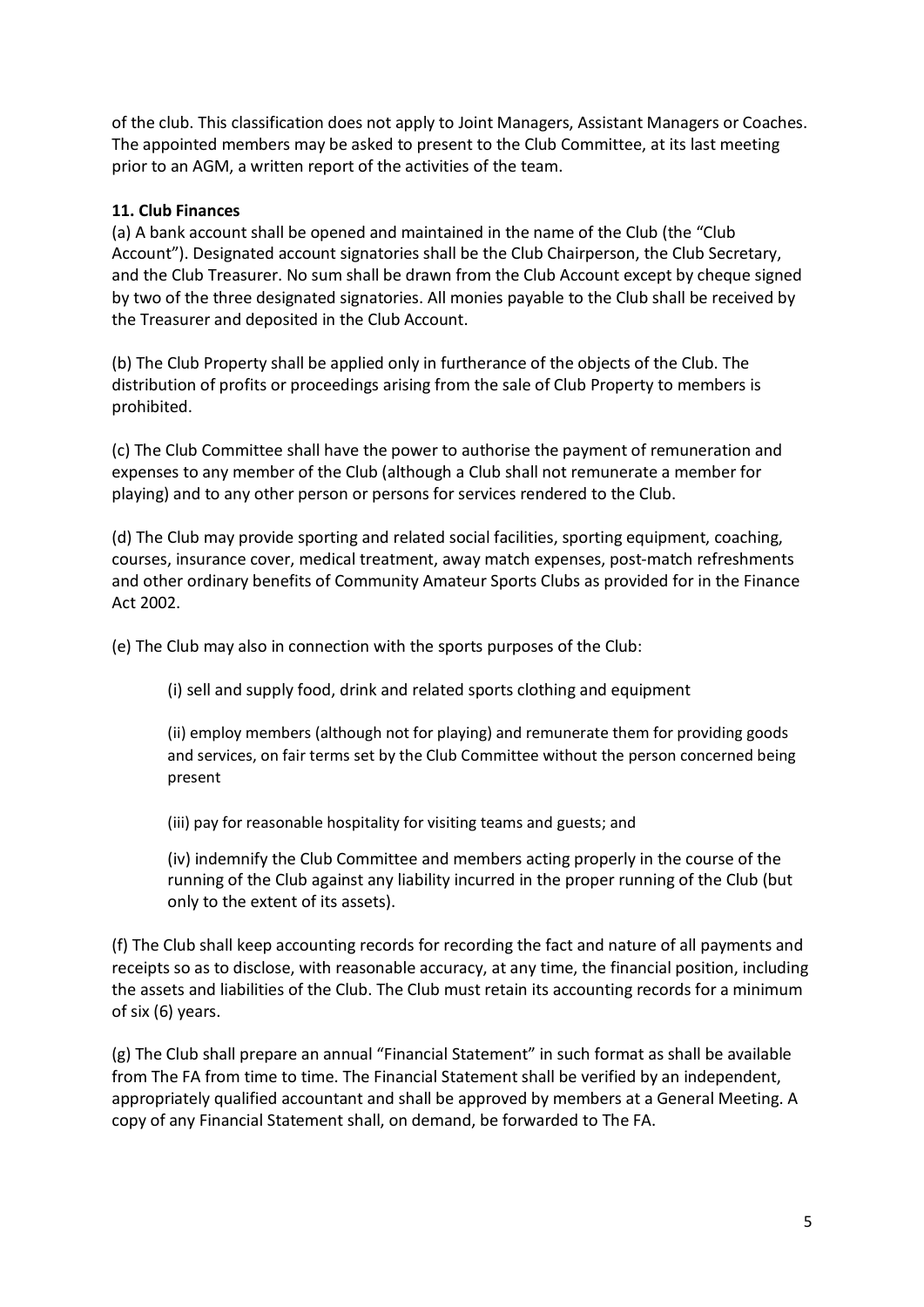of the club. This classification does not apply to Joint Managers, Assistant Managers or Coaches. The appointed members may be asked to present to the Club Committee, at its last meeting prior to an AGM, a written report of the activities of the team.

**11. Club Finances**

(a) A bank account shall be opened and maintained in the name of the Club (the "Club Account"). Designated account signatories shall be the Club Chairperson, the Club Secretary, and the Club Treasurer. No sum shall be drawn from the Club Account except by cheque signed by two of the three designated signatories. All monies payable to the Club shall be received by the Treasurer and deposited in the Club Account.

(b) The Club Property shall be applied only in furtherance of the objects of the Club. The distribution of profits or proceedings arising from the sale of Club Property to members is prohibited.

(c) The Club Committee shall have the power to authorise the payment of remuneration and expenses to any member of the Club (although a Club shall not remunerate a member for playing) and to any other person or persons for services rendered to the Club.

(d) The Club may provide sporting and related social facilities, sporting equipment, coaching, courses, insurance cover, medical treatment, away match expenses, post-match refreshments and other ordinary benefits of Community Amateur Sports Clubs as provided for in the Finance Act 2002.

(e) The Club may also in connection with the sports purposes of the Club:

(i) sell and supply food, drink and related sports clothing and equipment

(ii) employ members (although not for playing) and remunerate them for providing goods and services, on fair terms set by the Club Committee without the person concerned being present

(iii) pay for reasonable hospitality for visiting teams and guests; and

(iv) indemnify the Club Committee and members acting properly in the course of the running of the Club against any liability incurred in the proper running of the Club (but only to the extent of its assets).

(f) The Club shall keep accounting records for recording the fact and nature of all payments and receipts so as to disclose, with reasonable accuracy, at any time, the financial position, including the assets and liabilities of the Club. The Club must retain its accounting records for a minimum of six (6) years.

(g) The Club shall prepare an annual "Financial Statement" in such format as shall be available from The FA from time to time. The Financial Statement shall be verified by an independent, appropriately qualified accountant and shall be approved by members at a General Meeting. A copy of any Financial Statement shall, on demand, be forwarded to The FA.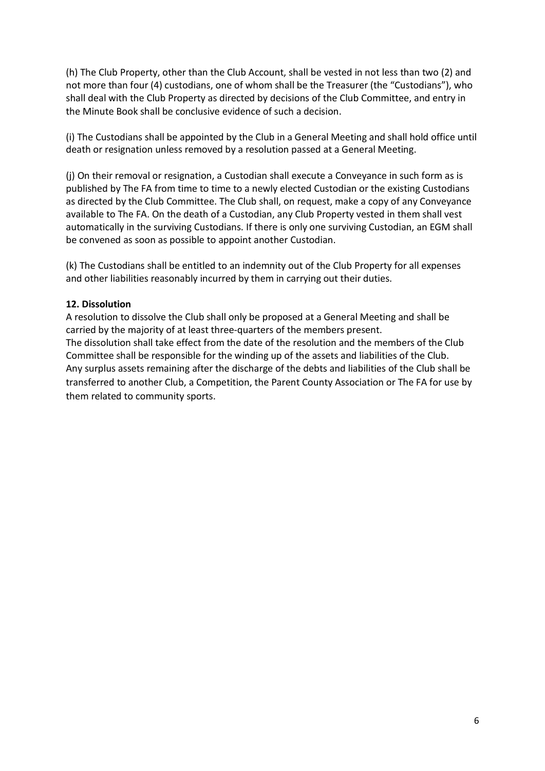(h) The Club Property, other than the Club Account, shall be vested in not less than two (2) and not more than four (4) custodians, one of whom shall be the Treasurer (the "Custodians"), who shall deal with the Club Property as directed by decisions of the Club Committee, and entry in the Minute Book shall be conclusive evidence of such a decision.

(i) The Custodians shall be appointed by the Club in a General Meeting and shall hold office until death or resignation unless removed by a resolution passed at a General Meeting.

(j) On their removal or resignation, a Custodian shall execute a Conveyance in such form as is published by The FA from time to time to a newly elected Custodian or the existing Custodians as directed by the Club Committee. The Club shall, on request, make a copy of any Conveyance available to The FA. On the death of a Custodian, any Club Property vested in them shall vest automatically in the surviving Custodians. If there is only one surviving Custodian, an EGM shall be convened as soon as possible to appoint another Custodian.

(k) The Custodians shall be entitled to an indemnity out of the Club Property for all expenses and other liabilities reasonably incurred by them in carrying out their duties.

**12. Dissolution**

A resolution to dissolve the Club shall only be proposed at a General Meeting and shall be carried by the majority of at least three-quarters of the members present.
The dissolution shall take effect from the date of the resolution and the members of the Club Committee shall be responsible for the winding up of the assets and liabilities of the Club.
Any surplus assets remaining after the discharge of the debts and liabilities of the Club shall be transferred to another Club, a Competition, the Parent County Association or The FA for use by them related to community sports.